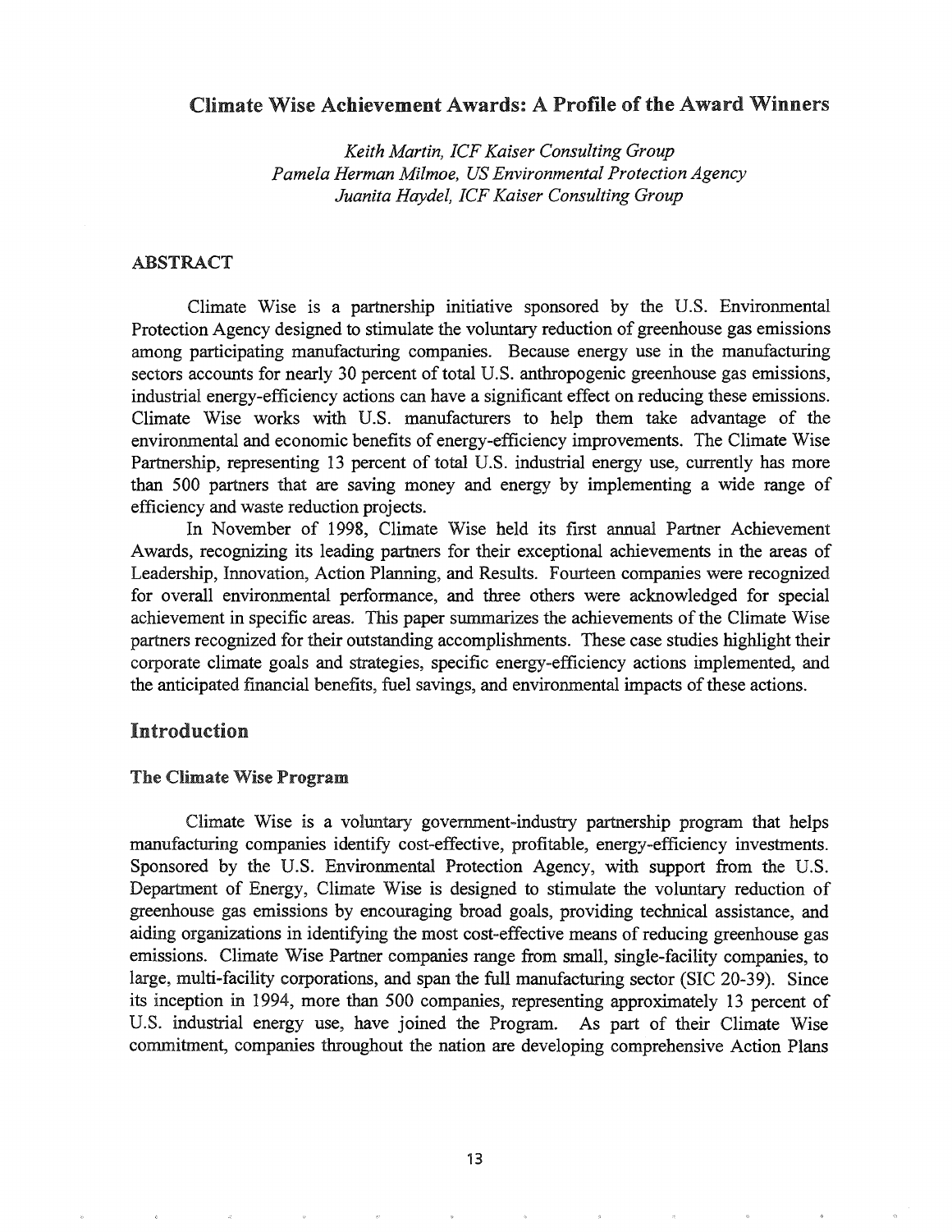# Climate Wise Achievement Awards: A Profile of the Award Winners

*Keith Martin, ICF Kaiser Consulting Group*
*Pamela Herman Milmoe, US Environmental Protection Agency*
*Juanita Haydel, ICF Kaiser Consulting Group*

## ABSTRACT

Climate Wise is a partnership initiative sponsored by the U.S. Environmental Protection Agency designed to stimulate the voluntary reduction of greenhouse gas emissions among participating manufacturing companies. Because energy use in the manufacturing sectors accounts for nearly 30 percent of total U.S. anthropogenic greenhouse gas emissions, industrial energy-efficiency actions can have a significant effect on reducing these emissions. Climate Wise works with U.S. manufacturers to help them take advantage of the environmental and economic benefits of energy-efficiency improvements. The Climate Wise Partnership, representing 13 percent of total U.S. industrial energy use, currently has more than 500 partners that are saving money and energy by implementing a wide range of efficiency and waste reduction projects.

In November of 1998, Climate Wise held its first annual Partner Achievement Awards, recognizing its leading partners for their exceptional achievements in the areas of Leadership, Innovation, Action Planning, and Results. Fourteen companies were recognized for overall environmental performance, and three others were acknowledged for special achievement in specific areas. This paper summarizes the achievements of the Climate Wise partners recognized for their outstanding accomplishments. These case studies highlight their corporate climate goals and strategies, specific energy-efficiency actions implemented, and the anticipated financial benefits, fuel savings, and environmental impacts of these actions.

## Introduction

### The Climate Wise Program

Climate Wise is a voluntary government-industry partnership program that helps manufacturing companies identify cost-effective, profitable, energy-efficiency investments. Sponsored by the U.S. Environmental Protection Agency, with support from the U.S. Department of Energy, Climate Wise is designed to stimulate the voluntary reduction of greenhouse gas emissions by encouraging broad goals, providing technical assistance, and aiding organizations in identifying the most cost-effective means of reducing greenhouse gas emissions. Climate Wise Partner companies range from small, single-facility companies, to large, multi-facility corporations, and span the full manufacturing sector (SIC 20-39). Since its inception in 1994, more than 500 companies, representing approximately 13 percent of U.S. industrial energy use, have joined the Program. As part of their Climate Wise commitment, companies throughout the nation are developing comprehensive Action Plans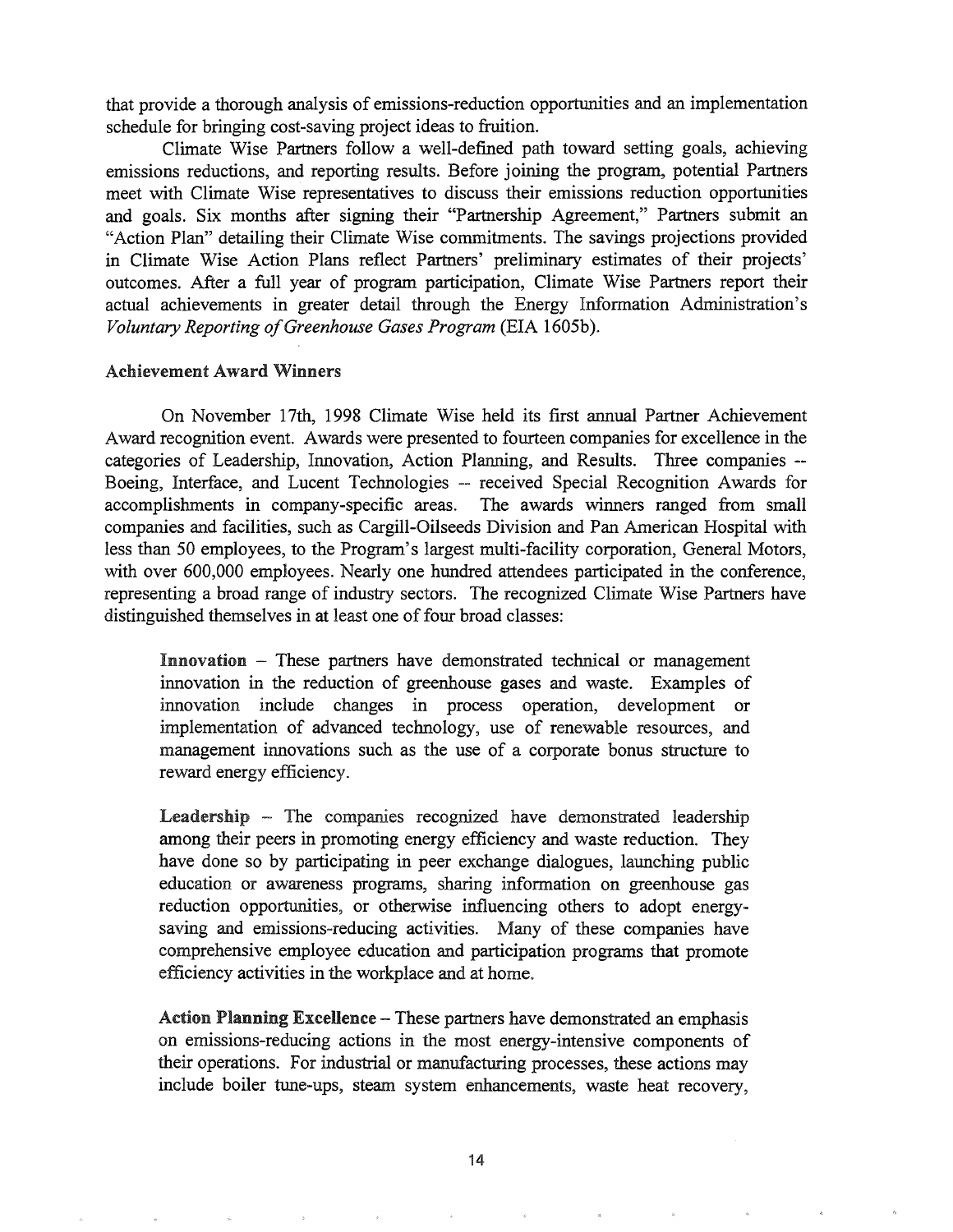that provide a thorough analysis of emissions-reduction opportunities and an implementation schedule for bringing cost-saving project ideas to fruition.

Climate Wise Partners follow a well-defined path toward setting goals, achieving emissions reductions, and reporting results. Before joining the program, potential Partners meet with Climate Wise representatives to discuss their emissions reduction opportunities and goals. Six months after signing their "Partnership Agreement," Partners submit an "Action Plan" detailing their Climate Wise commitments. The savings projections provided in Climate Wise Action Plans reflect Partners' preliminary estimates of their projects' outcomes. After a full year of program participation, Climate Wise Partners report their actual achievements in greater detail through the Energy Information Administration's *Voluntary Reporting of Greenhouse Gases Program* (EIA 1605b).

### Achievement Award Winners

On November 17th, 1998 Climate Wise held its first annual Partner Achievement Award recognition event. Awards were presented to fourteen companies for excellence in the categories of Leadership, Innovation, Action Planning, and Results. Three companies -- Boeing, Interface, and Lucent Technologies -- received Special Recognition Awards for accomplishments in company-specific areas. The awards winners ranged from small companies and facilities, such as Cargill-Oilseeds Division and Pan American Hospital with less than 50 employees, to the Program's largest multi-facility corporation, General Motors, with over 600,000 employees. Nearly one hundred attendees participated in the conference, representing a broad range of industry sectors. The recognized Climate Wise Partners have distinguished themselves in at least one of four broad classes:

> **Innovation** – These partners have demonstrated technical or management innovation in the reduction of greenhouse gases and waste. Examples of innovation include changes in process operation, development or implementation of advanced technology, use of renewable resources, and management innovations such as the use of a corporate bonus structure to reward energy efficiency.
>
> **Leadership** – The companies recognized have demonstrated leadership among their peers in promoting energy efficiency and waste reduction. They have done so by participating in peer exchange dialogues, launching public education or awareness programs, sharing information on greenhouse gas reduction opportunities, or otherwise influencing others to adopt energy-saving and emissions-reducing activities. Many of these companies have comprehensive employee education and participation programs that promote efficiency activities in the workplace and at home.
>
> **Action Planning Excellence** – These partners have demonstrated an emphasis on emissions-reducing actions in the most energy-intensive components of their operations. For industrial or manufacturing processes, these actions may include boiler tune-ups, steam system enhancements, waste heat recovery,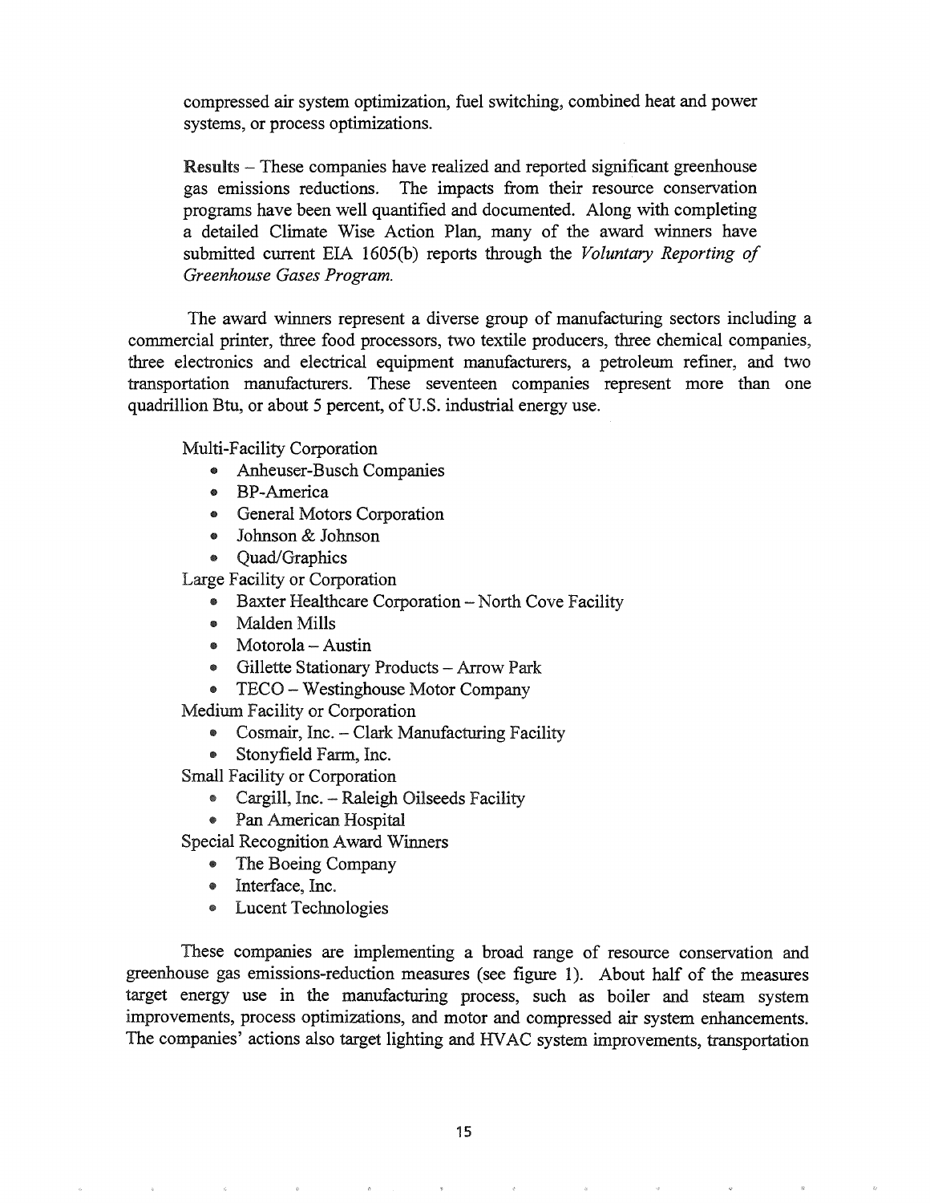compressed air system optimization, fuel switching, combined heat and power systems, or process optimizations.

**Results** – These companies have realized and reported significant greenhouse gas emissions reductions. The impacts from their resource conservation programs have been well quantified and documented. Along with completing a detailed Climate Wise Action Plan, many of the award winners have submitted current EIA 1605(b) reports through the *Voluntary Reporting of Greenhouse Gases Program.*

The award winners represent a diverse group of manufacturing sectors including a commercial printer, three food processors, two textile producers, three chemical companies, three electronics and electrical equipment manufacturers, a petroleum refiner, and two transportation manufacturers. These seventeen companies represent more than one quadrillion Btu, or about 5 percent, of U.S. industrial energy use.

Multi-Facility Corporation

- Anheuser-Busch Companies
- BP-America
- General Motors Corporation
- Johnson & Johnson
- Quad/Graphics

Large Facility or Corporation

- Baxter Healthcare Corporation – North Cove Facility
- Malden Mills
- Motorola – Austin
- Gillette Stationary Products – Arrow Park
- TECO – Westinghouse Motor Company

Medium Facility or Corporation

- Cosmair, Inc. – Clark Manufacturing Facility
- Stonyfield Farm, Inc.

Small Facility or Corporation

- Cargill, Inc. – Raleigh Oilseeds Facility
- Pan American Hospital

Special Recognition Award Winners

- The Boeing Company
- Interface, Inc.
- Lucent Technologies

These companies are implementing a broad range of resource conservation and greenhouse gas emissions-reduction measures (see figure 1). About half of the measures target energy use in the manufacturing process, such as boiler and steam system improvements, process optimizations, and motor and compressed air system enhancements. The companies' actions also target lighting and HVAC system improvements, transportation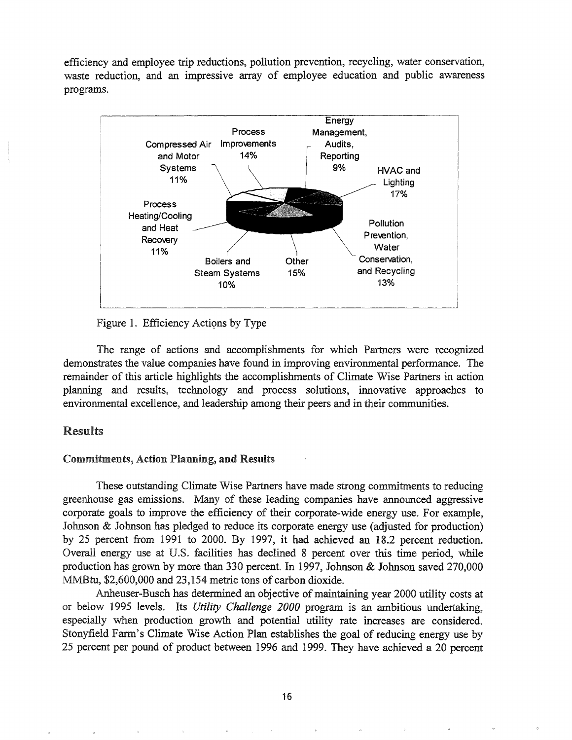efficiency and employee trip reductions, pollution prevention, recycling, water conservation, waste reduction, and an impressive array of employee education and public awareness programs.

Figure 1. Efficiency Actions by Type

The range of actions and accomplishments for which Partners were recognized demonstrates the value companies have found in improving environmental performance. The remainder of this article highlights the accomplishments of Climate Wise Partners in action planning and results, technology and process solutions, innovative approaches to environmental excellence, and leadership among their peers and in their communities.

## Results

### Commitments, Action Planning, and Results

These outstanding Climate Wise Partners have made strong commitments to reducing greenhouse gas emissions. Many of these leading companies have announced aggressive corporate goals to improve the efficiency of their corporate-wide energy use. For example, Johnson & Johnson has pledged to reduce its corporate energy use (adjusted for production) by 25 percent from 1991 to 2000. By 1997, it had achieved an 18.2 percent reduction. Overall energy use at U.S. facilities has declined 8 percent over this time period, while production has grown by more than 330 percent. In 1997, Johnson & Johnson saved 270,000 MMBtu, $2,600,000 and 23,154 metric tons of carbon dioxide.

Anheuser-Busch has determined an objective of maintaining year 2000 utility costs at or below 1995 levels. Its *Utility Challenge 2000* program is an ambitious undertaking, especially when production growth and potential utility rate increases are considered. Stonyfield Farm's Climate Wise Action Plan establishes the goal of reducing energy use by 25 percent per pound of product between 1996 and 1999. They have achieved a 20 percent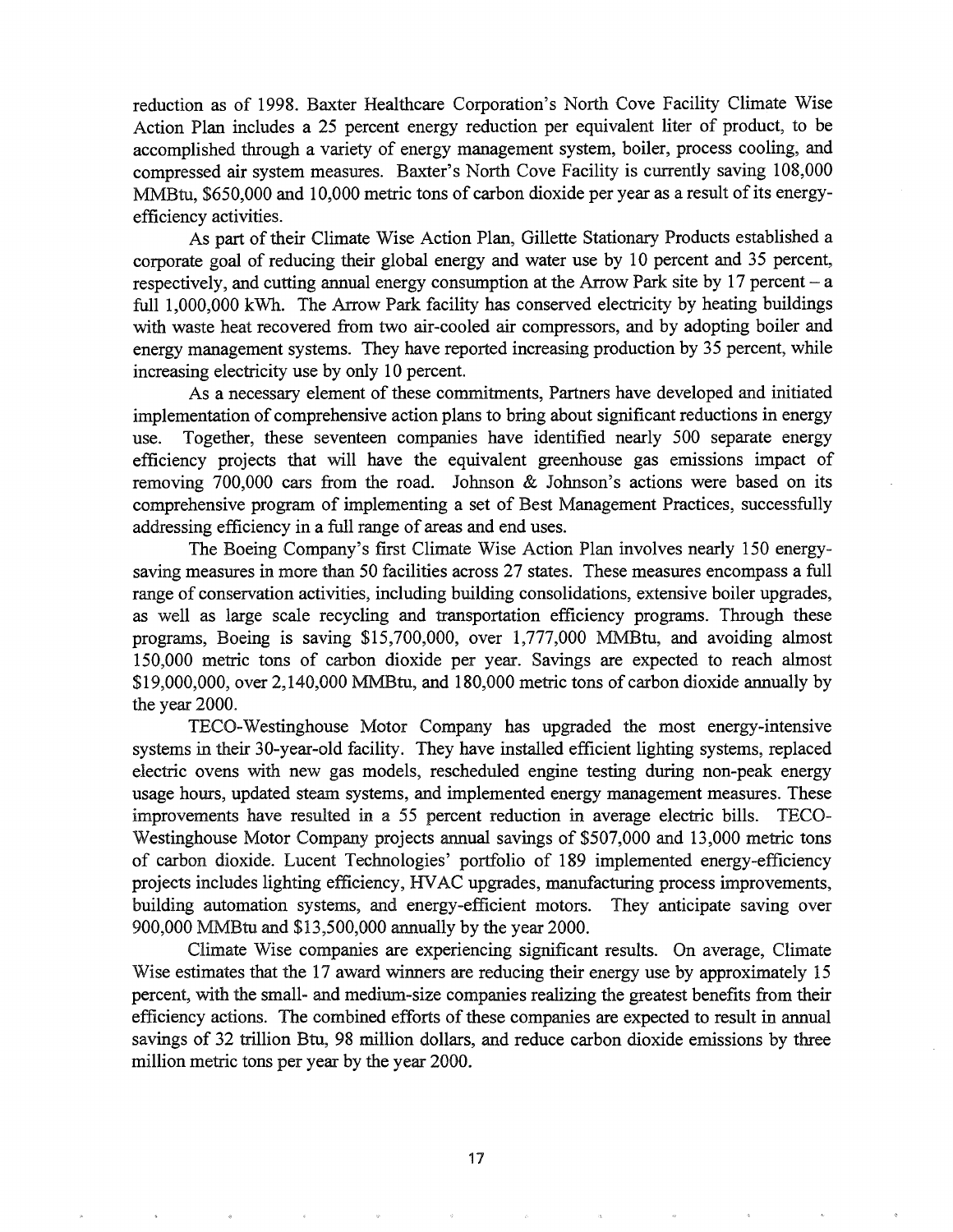reduction as of 1998. Baxter Healthcare Corporation's North Cove Facility Climate Wise Action Plan includes a 25 percent energy reduction per equivalent liter of product, to be accomplished through a variety of energy management system, boiler, process cooling, and compressed air system measures. Baxter's North Cove Facility is currently saving 108,000 MMBtu, $650,000 and 10,000 metric tons of carbon dioxide per year as a result of its energy-efficiency activities.

As part of their Climate Wise Action Plan, Gillette Stationary Products established a corporate goal of reducing their global energy and water use by 10 percent and 35 percent, respectively, and cutting annual energy consumption at the Arrow Park site by 17 percent – a full 1,000,000 kWh. The Arrow Park facility has conserved electricity by heating buildings with waste heat recovered from two air-cooled air compressors, and by adopting boiler and energy management systems. They have reported increasing production by 35 percent, while increasing electricity use by only 10 percent.

As a necessary element of these commitments, Partners have developed and initiated implementation of comprehensive action plans to bring about significant reductions in energy use. Together, these seventeen companies have identified nearly 500 separate energy efficiency projects that will have the equivalent greenhouse gas emissions impact of removing 700,000 cars from the road. Johnson & Johnson's actions were based on its comprehensive program of implementing a set of Best Management Practices, successfully addressing efficiency in a full range of areas and end uses.

The Boeing Company's first Climate Wise Action Plan involves nearly 150 energy-saving measures in more than 50 facilities across 27 states. These measures encompass a full range of conservation activities, including building consolidations, extensive boiler upgrades, as well as large scale recycling and transportation efficiency programs. Through these programs, Boeing is saving $15,700,000, over 1,777,000 MMBtu, and avoiding almost 150,000 metric tons of carbon dioxide per year. Savings are expected to reach almost $19,000,000, over 2,140,000 MMBtu, and 180,000 metric tons of carbon dioxide annually by the year 2000.

TECO-Westinghouse Motor Company has upgraded the most energy-intensive systems in their 30-year-old facility. They have installed efficient lighting systems, replaced electric ovens with new gas models, rescheduled engine testing during non-peak energy usage hours, updated steam systems, and implemented energy management measures. These improvements have resulted in a 55 percent reduction in average electric bills. TECO-Westinghouse Motor Company projects annual savings of $507,000 and 13,000 metric tons of carbon dioxide. Lucent Technologies' portfolio of 189 implemented energy-efficiency projects includes lighting efficiency, HVAC upgrades, manufacturing process improvements, building automation systems, and energy-efficient motors. They anticipate saving over 900,000 MMBtu and $13,500,000 annually by the year 2000.

Climate Wise companies are experiencing significant results. On average, Climate Wise estimates that the 17 award winners are reducing their energy use by approximately 15 percent, with the small- and medium-size companies realizing the greatest benefits from their efficiency actions. The combined efforts of these companies are expected to result in annual savings of 32 trillion Btu, 98 million dollars, and reduce carbon dioxide emissions by three million metric tons per year by the year 2000.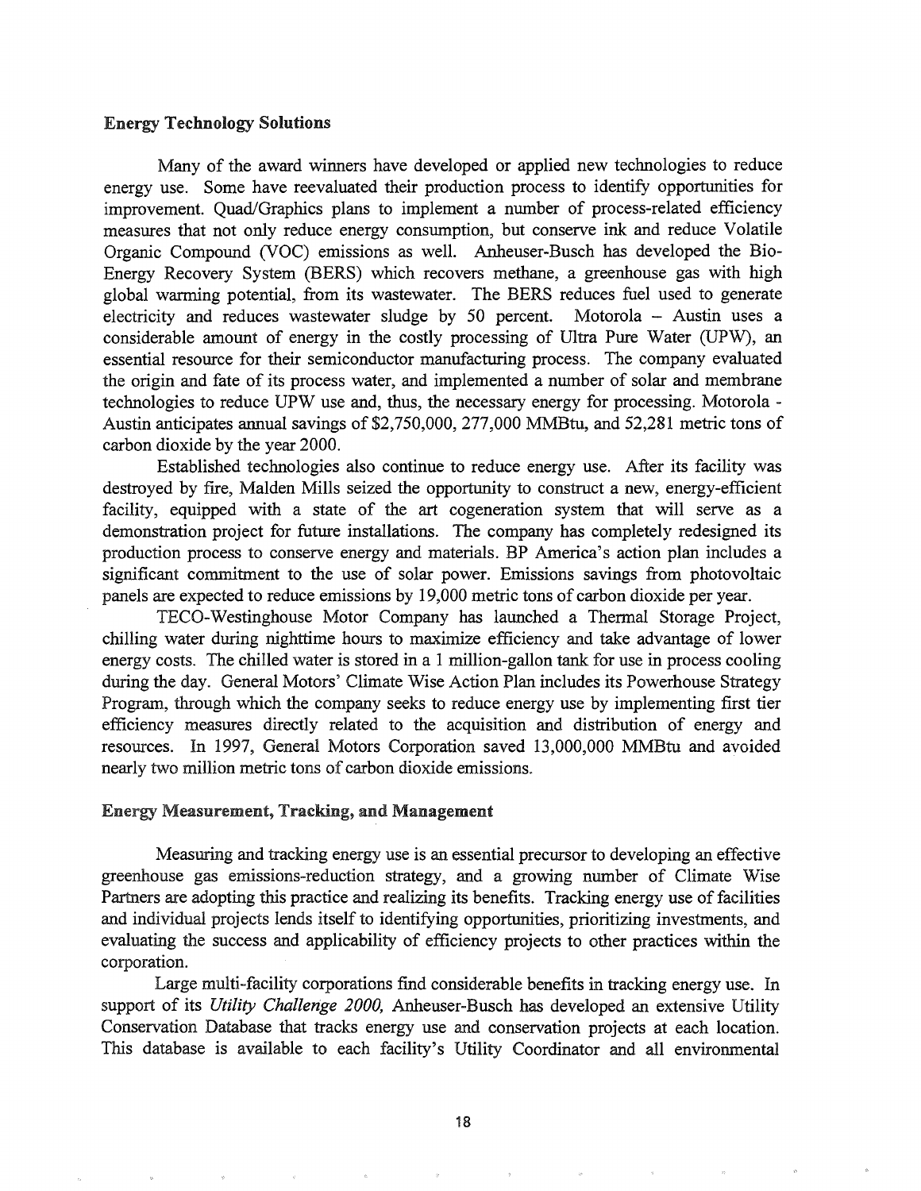## Energy Technology Solutions

Many of the award winners have developed or applied new technologies to reduce energy use. Some have reevaluated their production process to identify opportunities for improvement. Quad/Graphics plans to implement a number of process-related efficiency measures that not only reduce energy consumption, but conserve ink and reduce Volatile Organic Compound (VOC) emissions as well. Anheuser-Busch has developed the Bio-Energy Recovery System (BERS) which recovers methane, a greenhouse gas with high global warming potential, from its wastewater. The BERS reduces fuel used to generate electricity and reduces wastewater sludge by 50 percent. Motorola – Austin uses a considerable amount of energy in the costly processing of Ultra Pure Water (UPW), an essential resource for their semiconductor manufacturing process. The company evaluated the origin and fate of its process water, and implemented a number of solar and membrane technologies to reduce UPW use and, thus, the necessary energy for processing. Motorola - Austin anticipates annual savings of $2,750,000, 277,000 MMBtu, and 52,281 metric tons of carbon dioxide by the year 2000.

Established technologies also continue to reduce energy use. After its facility was destroyed by fire, Malden Mills seized the opportunity to construct a new, energy-efficient facility, equipped with a state of the art cogeneration system that will serve as a demonstration project for future installations. The company has completely redesigned its production process to conserve energy and materials. BP America's action plan includes a significant commitment to the use of solar power. Emissions savings from photovoltaic panels are expected to reduce emissions by 19,000 metric tons of carbon dioxide per year.

TECO-Westinghouse Motor Company has launched a Thermal Storage Project, chilling water during nighttime hours to maximize efficiency and take advantage of lower energy costs. The chilled water is stored in a 1 million-gallon tank for use in process cooling during the day. General Motors' Climate Wise Action Plan includes its Powerhouse Strategy Program, through which the company seeks to reduce energy use by implementing first tier efficiency measures directly related to the acquisition and distribution of energy and resources. In 1997, General Motors Corporation saved 13,000,000 MMBtu and avoided nearly two million metric tons of carbon dioxide emissions.

## Energy Measurement, Tracking, and Management

Measuring and tracking energy use is an essential precursor to developing an effective greenhouse gas emissions-reduction strategy, and a growing number of Climate Wise Partners are adopting this practice and realizing its benefits. Tracking energy use of facilities and individual projects lends itself to identifying opportunities, prioritizing investments, and evaluating the success and applicability of efficiency projects to other practices within the corporation.

Large multi-facility corporations find considerable benefits in tracking energy use. In support of its *Utility Challenge 2000,* Anheuser-Busch has developed an extensive Utility Conservation Database that tracks energy use and conservation projects at each location. This database is available to each facility's Utility Coordinator and all environmental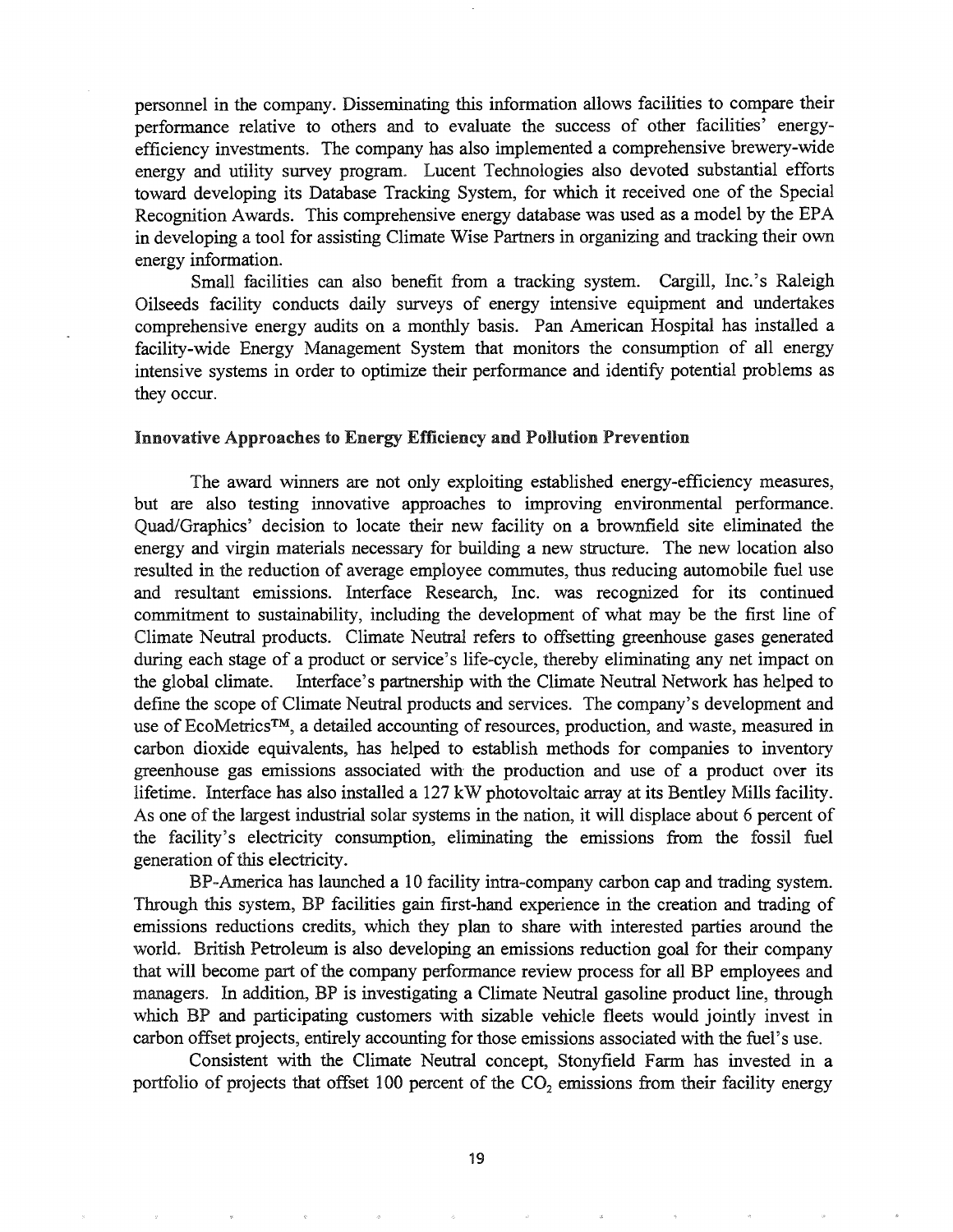personnel in the company. Disseminating this information allows facilities to compare their performance relative to others and to evaluate the success of other facilities' energy-efficiency investments. The company has also implemented a comprehensive brewery-wide energy and utility survey program. Lucent Technologies also devoted substantial efforts toward developing its Database Tracking System, for which it received one of the Special Recognition Awards. This comprehensive energy database was used as a model by the EPA in developing a tool for assisting Climate Wise Partners in organizing and tracking their own energy information.

Small facilities can also benefit from a tracking system. Cargill, Inc.'s Raleigh Oilseeds facility conducts daily surveys of energy intensive equipment and undertakes comprehensive energy audits on a monthly basis. Pan American Hospital has installed a facility-wide Energy Management System that monitors the consumption of all energy intensive systems in order to optimize their performance and identify potential problems as they occur.

### Innovative Approaches to Energy Efficiency and Pollution Prevention

The award winners are not only exploiting established energy-efficiency measures, but are also testing innovative approaches to improving environmental performance. Quad/Graphics' decision to locate their new facility on a brownfield site eliminated the energy and virgin materials necessary for building a new structure. The new location also resulted in the reduction of average employee commutes, thus reducing automobile fuel use and resultant emissions. Interface Research, Inc. was recognized for its continued commitment to sustainability, including the development of what may be the first line of Climate Neutral products. Climate Neutral refers to offsetting greenhouse gases generated during each stage of a product or service's life-cycle, thereby eliminating any net impact on the global climate. Interface's partnership with the Climate Neutral Network has helped to define the scope of Climate Neutral products and services. The company's development and use of EcoMetrics™, a detailed accounting of resources, production, and waste, measured in carbon dioxide equivalents, has helped to establish methods for companies to inventory greenhouse gas emissions associated with the production and use of a product over its lifetime. Interface has also installed a 127 kW photovoltaic array at its Bentley Mills facility. As one of the largest industrial solar systems in the nation, it will displace about 6 percent of the facility's electricity consumption, eliminating the emissions from the fossil fuel generation of this electricity.

BP-America has launched a 10 facility intra-company carbon cap and trading system. Through this system, BP facilities gain first-hand experience in the creation and trading of emissions reductions credits, which they plan to share with interested parties around the world. British Petroleum is also developing an emissions reduction goal for their company that will become part of the company performance review process for all BP employees and managers. In addition, BP is investigating a Climate Neutral gasoline product line, through which BP and participating customers with sizable vehicle fleets would jointly invest in carbon offset projects, entirely accounting for those emissions associated with the fuel's use.

Consistent with the Climate Neutral concept, Stonyfield Farm has invested in a portfolio of projects that offset 100 percent of the $CO_2$ emissions from their facility energy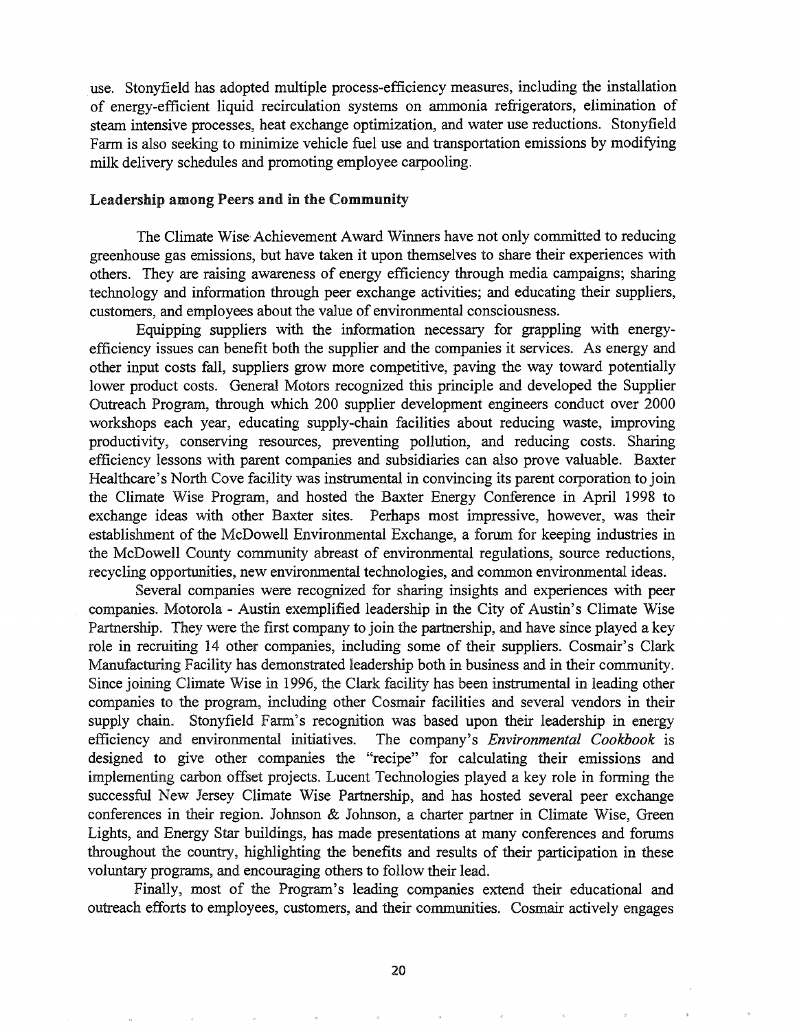use. Stonyfield has adopted multiple process-efficiency measures, including the installation of energy-efficient liquid recirculation systems on ammonia refrigerators, elimination of steam intensive processes, heat exchange optimization, and water use reductions. Stonyfield Farm is also seeking to minimize vehicle fuel use and transportation emissions by modifying milk delivery schedules and promoting employee carpooling.

### Leadership among Peers and in the Community

The Climate Wise Achievement Award Winners have not only committed to reducing greenhouse gas emissions, but have taken it upon themselves to share their experiences with others. They are raising awareness of energy efficiency through media campaigns; sharing technology and information through peer exchange activities; and educating their suppliers, customers, and employees about the value of environmental consciousness.

Equipping suppliers with the information necessary for grappling with energy-efficiency issues can benefit both the supplier and the companies it services. As energy and other input costs fall, suppliers grow more competitive, paving the way toward potentially lower product costs. General Motors recognized this principle and developed the Supplier Outreach Program, through which 200 supplier development engineers conduct over 2000 workshops each year, educating supply-chain facilities about reducing waste, improving productivity, conserving resources, preventing pollution, and reducing costs. Sharing efficiency lessons with parent companies and subsidiaries can also prove valuable. Baxter Healthcare's North Cove facility was instrumental in convincing its parent corporation to join the Climate Wise Program, and hosted the Baxter Energy Conference in April 1998 to exchange ideas with other Baxter sites. Perhaps most impressive, however, was their establishment of the McDowell Environmental Exchange, a forum for keeping industries in the McDowell County community abreast of environmental regulations, source reductions, recycling opportunities, new environmental technologies, and common environmental ideas.

Several companies were recognized for sharing insights and experiences with peer companies. Motorola - Austin exemplified leadership in the City of Austin's Climate Wise Partnership. They were the first company to join the partnership, and have since played a key role in recruiting 14 other companies, including some of their suppliers. Cosmair's Clark Manufacturing Facility has demonstrated leadership both in business and in their community. Since joining Climate Wise in 1996, the Clark facility has been instrumental in leading other companies to the program, including other Cosmair facilities and several vendors in their supply chain. Stonyfield Farm's recognition was based upon their leadership in energy efficiency and environmental initiatives. The company's *Environmental Cookbook* is designed to give other companies the "recipe" for calculating their emissions and implementing carbon offset projects. Lucent Technologies played a key role in forming the successful New Jersey Climate Wise Partnership, and has hosted several peer exchange conferences in their region. Johnson & Johnson, a charter partner in Climate Wise, Green Lights, and Energy Star buildings, has made presentations at many conferences and forums throughout the country, highlighting the benefits and results of their participation in these voluntary programs, and encouraging others to follow their lead.

Finally, most of the Program's leading companies extend their educational and outreach efforts to employees, customers, and their communities. Cosmair actively engages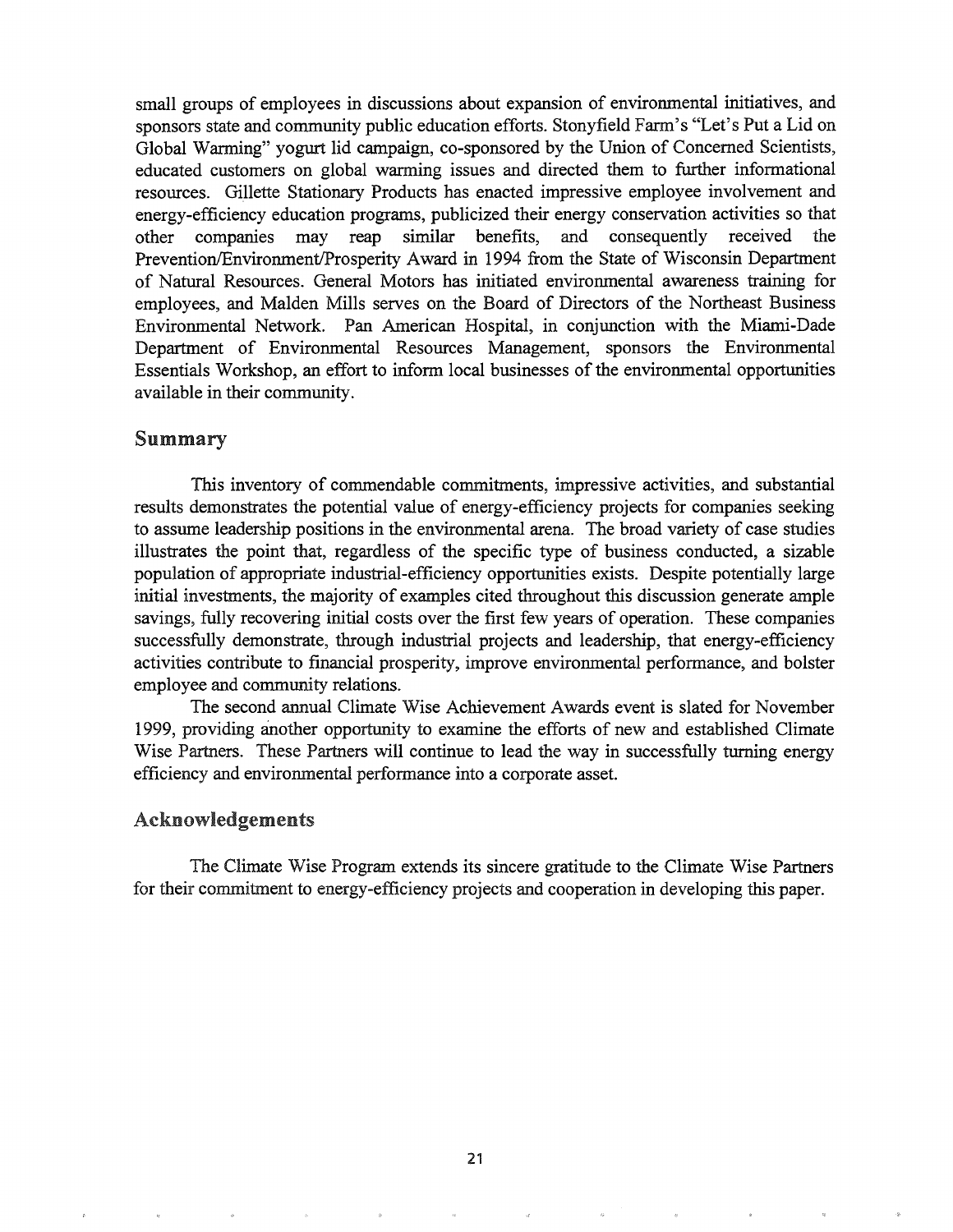small groups of employees in discussions about expansion of environmental initiatives, and sponsors state and community public education efforts. Stonyfield Farm's "Let's Put a Lid on Global Warming" yogurt lid campaign, co-sponsored by the Union of Concerned Scientists, educated customers on global warming issues and directed them to further informational resources. Gillette Stationary Products has enacted impressive employee involvement and energy-efficiency education programs, publicized their energy conservation activities so that other companies may reap similar benefits, and consequently received the Prevention/Environment/Prosperity Award in 1994 from the State of Wisconsin Department of Natural Resources. General Motors has initiated environmental awareness training for employees, and Malden Mills serves on the Board of Directors of the Northeast Business Environmental Network. Pan American Hospital, in conjunction with the Miami-Dade Department of Environmental Resources Management, sponsors the Environmental Essentials Workshop, an effort to inform local businesses of the environmental opportunities available in their community.

## Summary

This inventory of commendable commitments, impressive activities, and substantial results demonstrates the potential value of energy-efficiency projects for companies seeking to assume leadership positions in the environmental arena. The broad variety of case studies illustrates the point that, regardless of the specific type of business conducted, a sizable population of appropriate industrial-efficiency opportunities exists. Despite potentially large initial investments, the majority of examples cited throughout this discussion generate ample savings, fully recovering initial costs over the first few years of operation. These companies successfully demonstrate, through industrial projects and leadership, that energy-efficiency activities contribute to financial prosperity, improve environmental performance, and bolster employee and community relations.

The second annual Climate Wise Achievement Awards event is slated for November 1999, providing another opportunity to examine the efforts of new and established Climate Wise Partners. These Partners will continue to lead the way in successfully turning energy efficiency and environmental performance into a corporate asset.

## Acknowledgements

The Climate Wise Program extends its sincere gratitude to the Climate Wise Partners for their commitment to energy-efficiency projects and cooperation in developing this paper.